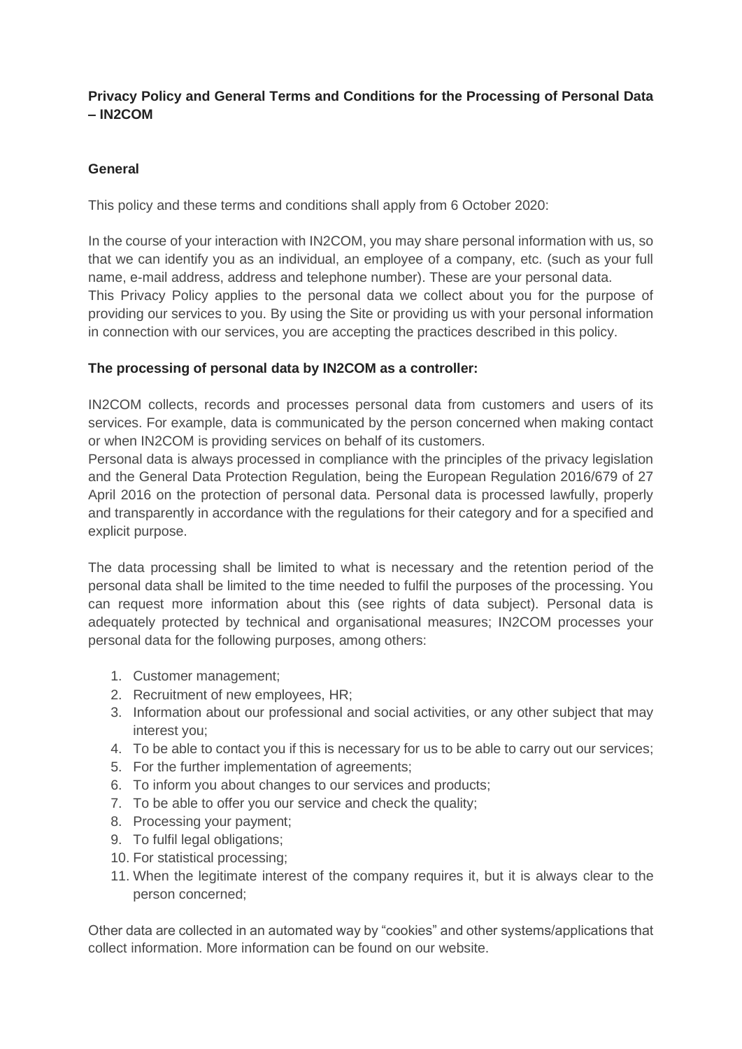**Privacy Policy and General Terms and Conditions for the Processing of Personal Data – IN2COM**

**General**

This policy and these terms and conditions shall apply from 6 October 2020:

In the course of your interaction with IN2COM, you may share personal information with us, so that we can identify you as an individual, an employee of a company, etc. (such as your full name, e-mail address, address and telephone number). These are your personal data.
This Privacy Policy applies to the personal data we collect about you for the purpose of providing our services to you. By using the Site or providing us with your personal information in connection with our services, you are accepting the practices described in this policy.

**The processing of personal data by IN2COM as a controller:**

IN2COM collects, records and processes personal data from customers and users of its services. For example, data is communicated by the person concerned when making contact or when IN2COM is providing services on behalf of its customers.
Personal data is always processed in compliance with the principles of the privacy legislation and the General Data Protection Regulation, being the European Regulation 2016/679 of 27 April 2016 on the protection of personal data. Personal data is processed lawfully, properly and transparently in accordance with the regulations for their category and for a specified and explicit purpose.

The data processing shall be limited to what is necessary and the retention period of the personal data shall be limited to the time needed to fulfil the purposes of the processing. You can request more information about this (see rights of data subject). Personal data is adequately protected by technical and organisational measures; IN2COM processes your personal data for the following purposes, among others:

1. Customer management;
2. Recruitment of new employees, HR;
3. Information about our professional and social activities, or any other subject that may interest you;
4. To be able to contact you if this is necessary for us to be able to carry out our services;
5. For the further implementation of agreements;
6. To inform you about changes to our services and products;
7. To be able to offer you our service and check the quality;
8. Processing your payment;
9. To fulfil legal obligations;
10. For statistical processing;
11. When the legitimate interest of the company requires it, but it is always clear to the person concerned;

Other data are collected in an automated way by "cookies" and other systems/applications that collect information. More information can be found on our website.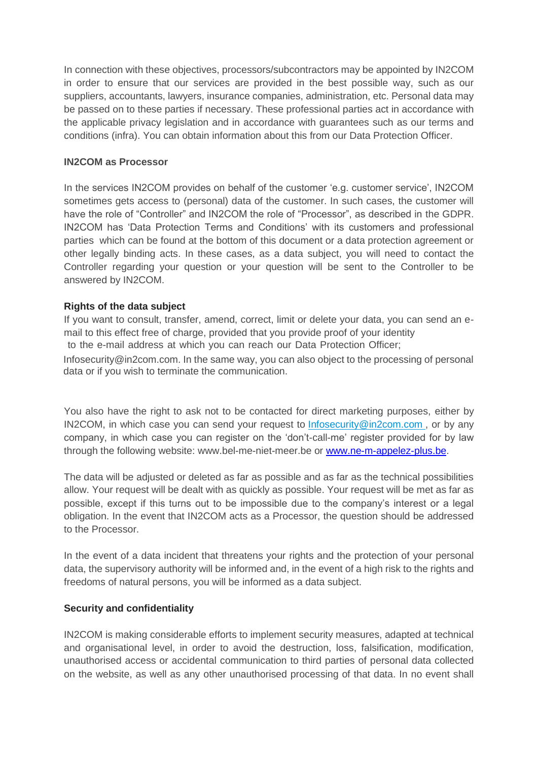In connection with these objectives, processors/subcontractors may be appointed by IN2COM in order to ensure that our services are provided in the best possible way, such as our suppliers, accountants, lawyers, insurance companies, administration, etc. Personal data may be passed on to these parties if necessary. These professional parties act in accordance with the applicable privacy legislation and in accordance with guarantees such as our terms and conditions (infra). You can obtain information about this from our Data Protection Officer.

**IN2COM as Processor**

In the services IN2COM provides on behalf of the customer 'e.g. customer service', IN2COM sometimes gets access to (personal) data of the customer. In such cases, the customer will have the role of "Controller" and IN2COM the role of "Processor", as described in the GDPR. IN2COM has 'Data Protection Terms and Conditions' with its customers and professional parties which can be found at the bottom of this document or a data protection agreement or other legally binding acts. In these cases, as a data subject, you will need to contact the Controller regarding your question or your question will be sent to the Controller to be answered by IN2COM.

**Rights of the data subject**

If you want to consult, transfer, amend, correct, limit or delete your data, you can send an e-mail to this effect free of charge, provided that you provide proof of your identity to the e-mail address at which you can reach our Data Protection Officer; Infosecurity@in2com.com. In the same way, you can also object to the processing of personal data or if you wish to terminate the communication.

You also have the right to ask not to be contacted for direct marketing purposes, either by IN2COM, in which case you can send your request to [Infosecurity@in2com.com](mailto:Infosecurity@in2com.com) , or by any company, in which case you can register on the 'don't-call-me' register provided for by law through the following website: www.bel-me-niet-meer.be or [www.ne-m-appelez-plus.be](http://www.ne-m-appelez-plus.be).

The data will be adjusted or deleted as far as possible and as far as the technical possibilities allow. Your request will be dealt with as quickly as possible. Your request will be met as far as possible, except if this turns out to be impossible due to the company's interest or a legal obligation. In the event that IN2COM acts as a Processor, the question should be addressed to the Processor.

In the event of a data incident that threatens your rights and the protection of your personal data, the supervisory authority will be informed and, in the event of a high risk to the rights and freedoms of natural persons, you will be informed as a data subject.

**Security and confidentiality**

IN2COM is making considerable efforts to implement security measures, adapted at technical and organisational level, in order to avoid the destruction, loss, falsification, modification, unauthorised access or accidental communication to third parties of personal data collected on the website, as well as any other unauthorised processing of that data. In no event shall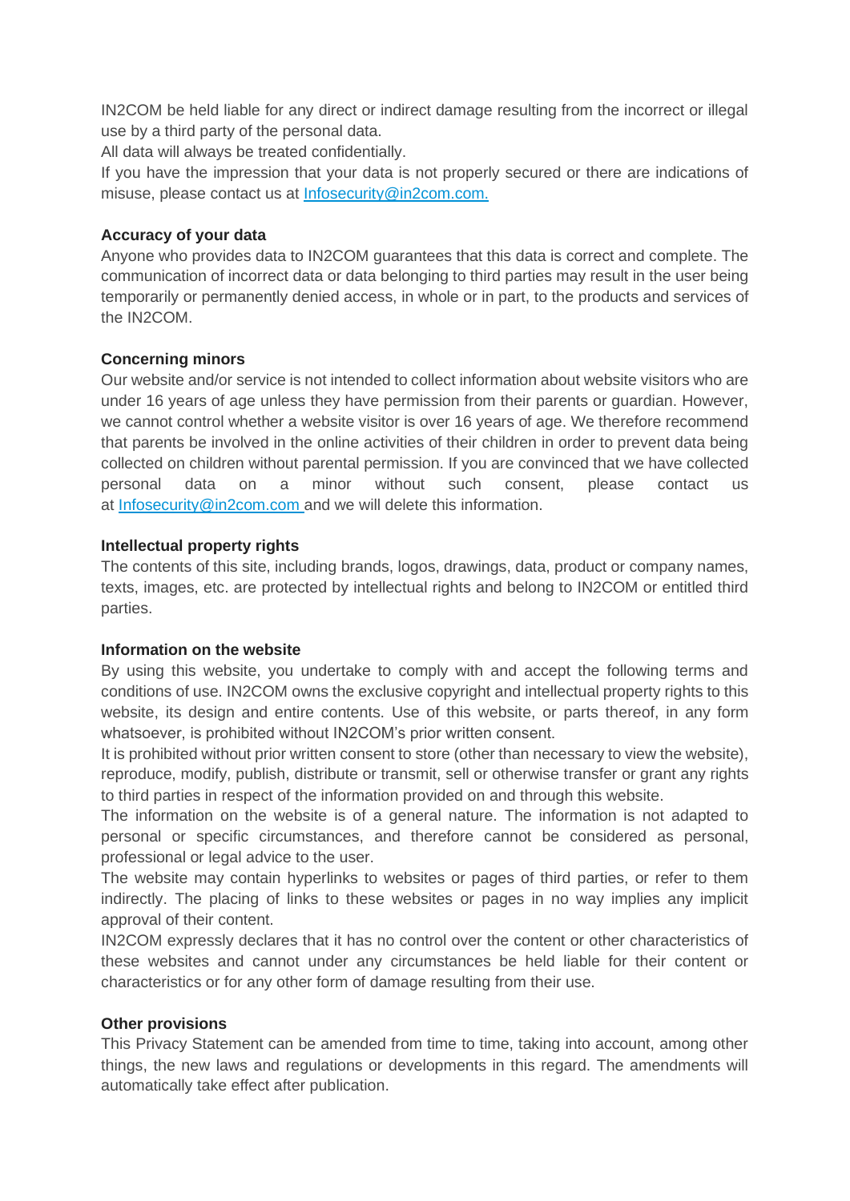IN2COM be held liable for any direct or indirect damage resulting from the incorrect or illegal use by a third party of the personal data.

All data will always be treated confidentially.

If you have the impression that your data is not properly secured or there are indications of misuse, please contact us at [Infosecurity@in2com.com.](mailto:Infosecurity@in2com.com)

**Accuracy of your data**

Anyone who provides data to IN2COM guarantees that this data is correct and complete. The communication of incorrect data or data belonging to third parties may result in the user being temporarily or permanently denied access, in whole or in part, to the products and services of the IN2COM.

**Concerning minors**

Our website and/or service is not intended to collect information about website visitors who are under 16 years of age unless they have permission from their parents or guardian. However, we cannot control whether a website visitor is over 16 years of age. We therefore recommend that parents be involved in the online activities of their children in order to prevent data being collected on children without parental permission. If you are convinced that we have collected personal data on a minor without such consent, please contact us at [Infosecurity@in2com.com](mailto:Infosecurity@in2com.com) and we will delete this information.

**Intellectual property rights**

The contents of this site, including brands, logos, drawings, data, product or company names, texts, images, etc. are protected by intellectual rights and belong to IN2COM or entitled third parties.

**Information on the website**

By using this website, you undertake to comply with and accept the following terms and conditions of use. IN2COM owns the exclusive copyright and intellectual property rights to this website, its design and entire contents. Use of this website, or parts thereof, in any form whatsoever, is prohibited without IN2COM's prior written consent.

It is prohibited without prior written consent to store (other than necessary to view the website), reproduce, modify, publish, distribute or transmit, sell or otherwise transfer or grant any rights to third parties in respect of the information provided on and through this website.

The information on the website is of a general nature. The information is not adapted to personal or specific circumstances, and therefore cannot be considered as personal, professional or legal advice to the user.

The website may contain hyperlinks to websites or pages of third parties, or refer to them indirectly. The placing of links to these websites or pages in no way implies any implicit approval of their content.

IN2COM expressly declares that it has no control over the content or other characteristics of these websites and cannot under any circumstances be held liable for their content or characteristics or for any other form of damage resulting from their use.

**Other provisions**

This Privacy Statement can be amended from time to time, taking into account, among other things, the new laws and regulations or developments in this regard. The amendments will automatically take effect after publication.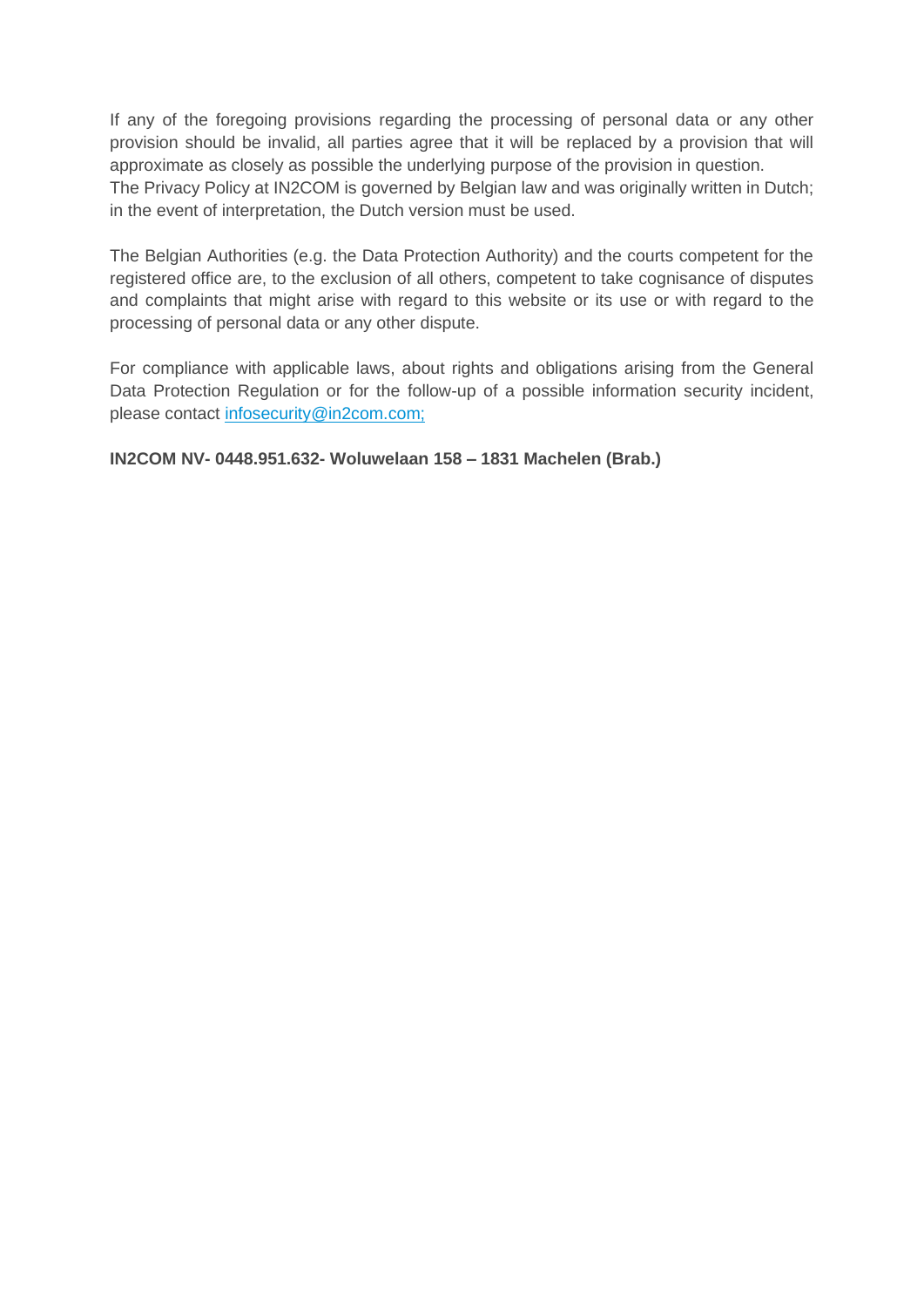If any of the foregoing provisions regarding the processing of personal data or any other provision should be invalid, all parties agree that it will be replaced by a provision that will approximate as closely as possible the underlying purpose of the provision in question.
The Privacy Policy at IN2COM is governed by Belgian law and was originally written in Dutch; in the event of interpretation, the Dutch version must be used.

The Belgian Authorities (e.g. the Data Protection Authority) and the courts competent for the registered office are, to the exclusion of all others, competent to take cognisance of disputes and complaints that might arise with regard to this website or its use or with regard to the processing of personal data or any other dispute.

For compliance with applicable laws, about rights and obligations arising from the General Data Protection Regulation or for the follow-up of a possible information security incident, please contact [infosecurity@in2com.com;](mailto:infosecurity@in2com.com)

**IN2COM NV- 0448.951.632- Woluwelaan 158 – 1831 Machelen (Brab.)**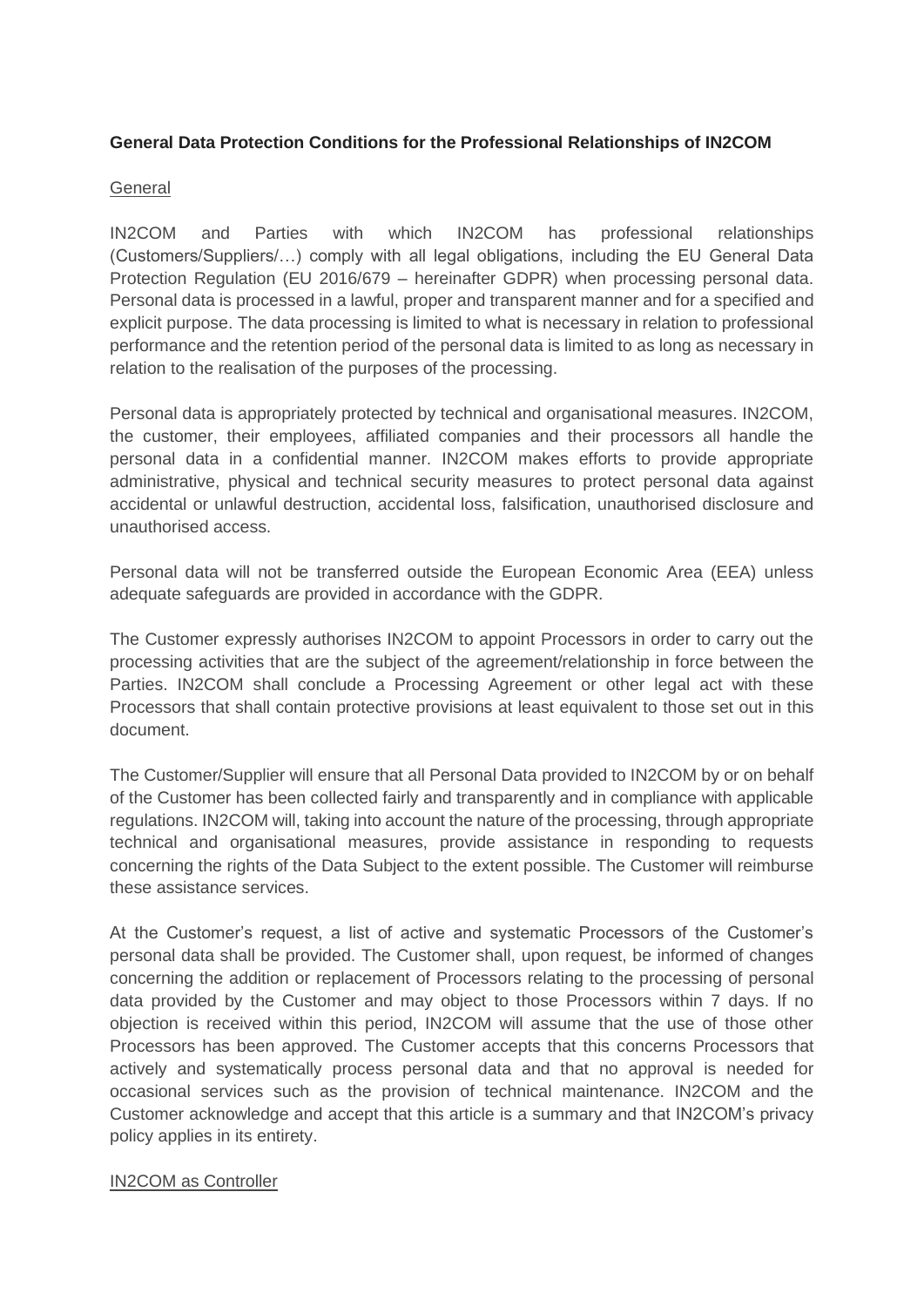**General Data Protection Conditions for the Professional Relationships of IN2COM**

General

IN2COM and Parties with which IN2COM has professional relationships (Customers/Suppliers/…) comply with all legal obligations, including the EU General Data Protection Regulation (EU 2016/679 – hereinafter GDPR) when processing personal data. Personal data is processed in a lawful, proper and transparent manner and for a specified and explicit purpose. The data processing is limited to what is necessary in relation to professional performance and the retention period of the personal data is limited to as long as necessary in relation to the realisation of the purposes of the processing.

Personal data is appropriately protected by technical and organisational measures. IN2COM, the customer, their employees, affiliated companies and their processors all handle the personal data in a confidential manner. IN2COM makes efforts to provide appropriate administrative, physical and technical security measures to protect personal data against accidental or unlawful destruction, accidental loss, falsification, unauthorised disclosure and unauthorised access.

Personal data will not be transferred outside the European Economic Area (EEA) unless adequate safeguards are provided in accordance with the GDPR.

The Customer expressly authorises IN2COM to appoint Processors in order to carry out the processing activities that are the subject of the agreement/relationship in force between the Parties. IN2COM shall conclude a Processing Agreement or other legal act with these Processors that shall contain protective provisions at least equivalent to those set out in this document.

The Customer/Supplier will ensure that all Personal Data provided to IN2COM by or on behalf of the Customer has been collected fairly and transparently and in compliance with applicable regulations. IN2COM will, taking into account the nature of the processing, through appropriate technical and organisational measures, provide assistance in responding to requests concerning the rights of the Data Subject to the extent possible. The Customer will reimburse these assistance services.

At the Customer's request, a list of active and systematic Processors of the Customer's personal data shall be provided. The Customer shall, upon request, be informed of changes concerning the addition or replacement of Processors relating to the processing of personal data provided by the Customer and may object to those Processors within 7 days. If no objection is received within this period, IN2COM will assume that the use of those other Processors has been approved. The Customer accepts that this concerns Processors that actively and systematically process personal data and that no approval is needed for occasional services such as the provision of technical maintenance. IN2COM and the Customer acknowledge and accept that this article is a summary and that IN2COM's privacy policy applies in its entirety.

IN2COM as Controller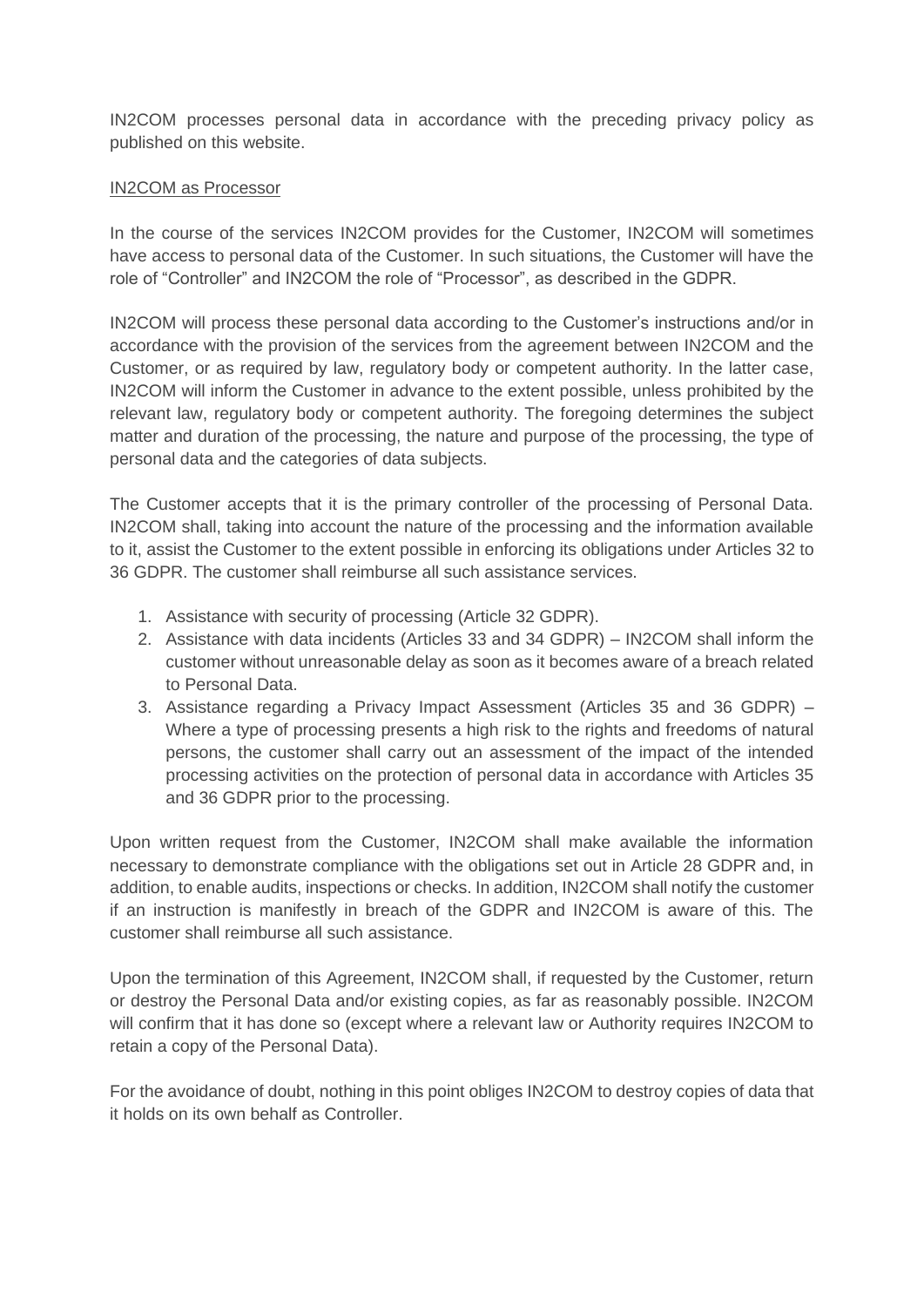IN2COM processes personal data in accordance with the preceding privacy policy as published on this website.

IN2COM as Processor

In the course of the services IN2COM provides for the Customer, IN2COM will sometimes have access to personal data of the Customer. In such situations, the Customer will have the role of "Controller" and IN2COM the role of "Processor", as described in the GDPR.

IN2COM will process these personal data according to the Customer's instructions and/or in accordance with the provision of the services from the agreement between IN2COM and the Customer, or as required by law, regulatory body or competent authority. In the latter case, IN2COM will inform the Customer in advance to the extent possible, unless prohibited by the relevant law, regulatory body or competent authority. The foregoing determines the subject matter and duration of the processing, the nature and purpose of the processing, the type of personal data and the categories of data subjects.

The Customer accepts that it is the primary controller of the processing of Personal Data. IN2COM shall, taking into account the nature of the processing and the information available to it, assist the Customer to the extent possible in enforcing its obligations under Articles 32 to 36 GDPR. The customer shall reimburse all such assistance services.

1. Assistance with security of processing (Article 32 GDPR).
2. Assistance with data incidents (Articles 33 and 34 GDPR) – IN2COM shall inform the customer without unreasonable delay as soon as it becomes aware of a breach related to Personal Data.
3. Assistance regarding a Privacy Impact Assessment (Articles 35 and 36 GDPR) – Where a type of processing presents a high risk to the rights and freedoms of natural persons, the customer shall carry out an assessment of the impact of the intended processing activities on the protection of personal data in accordance with Articles 35 and 36 GDPR prior to the processing.

Upon written request from the Customer, IN2COM shall make available the information necessary to demonstrate compliance with the obligations set out in Article 28 GDPR and, in addition, to enable audits, inspections or checks. In addition, IN2COM shall notify the customer if an instruction is manifestly in breach of the GDPR and IN2COM is aware of this. The customer shall reimburse all such assistance.

Upon the termination of this Agreement, IN2COM shall, if requested by the Customer, return or destroy the Personal Data and/or existing copies, as far as reasonably possible. IN2COM will confirm that it has done so (except where a relevant law or Authority requires IN2COM to retain a copy of the Personal Data).

For the avoidance of doubt, nothing in this point obliges IN2COM to destroy copies of data that it holds on its own behalf as Controller.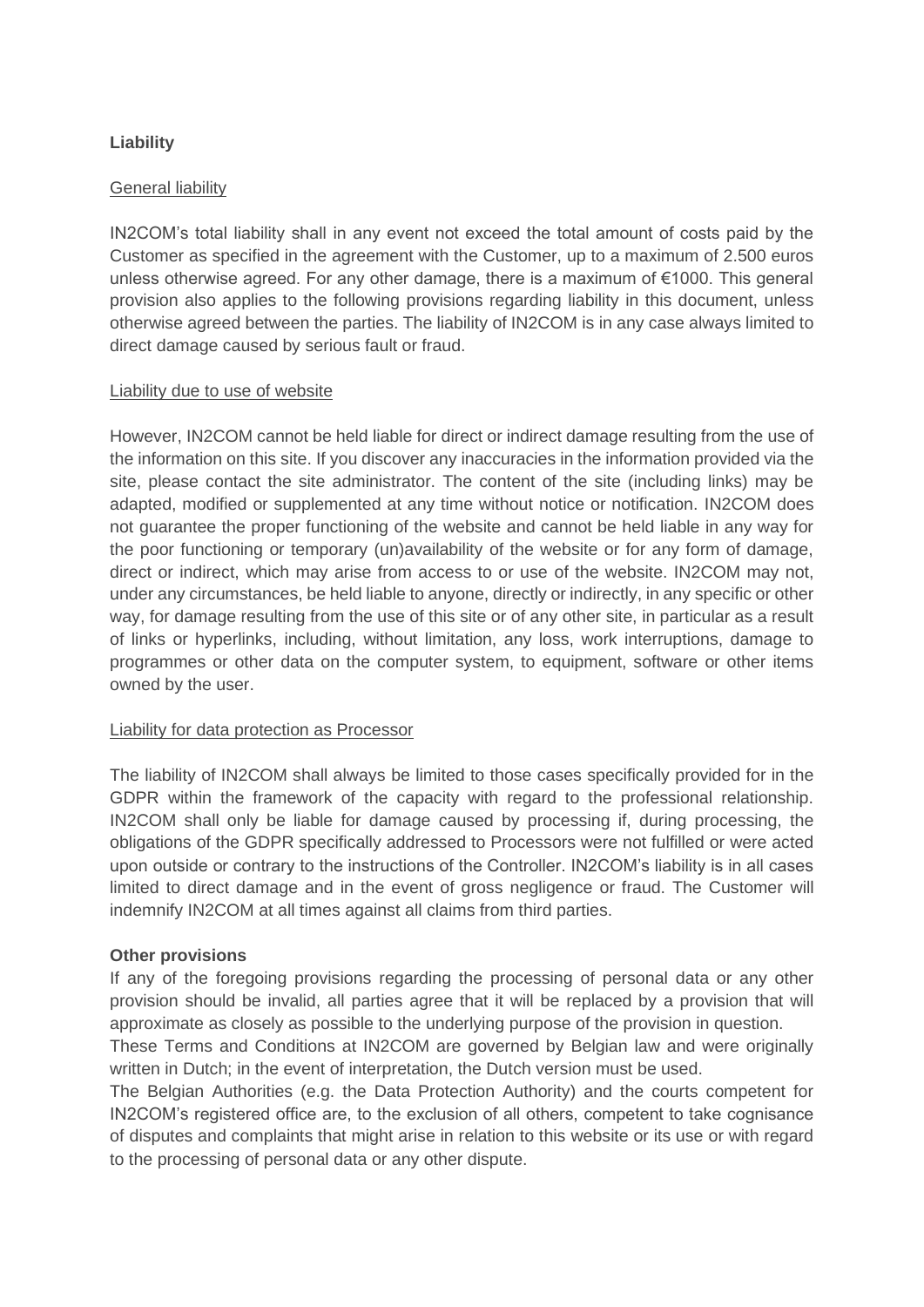**Liability**

General liability

IN2COM's total liability shall in any event not exceed the total amount of costs paid by the Customer as specified in the agreement with the Customer, up to a maximum of 2.500 euros unless otherwise agreed. For any other damage, there is a maximum of €1000. This general provision also applies to the following provisions regarding liability in this document, unless otherwise agreed between the parties. The liability of IN2COM is in any case always limited to direct damage caused by serious fault or fraud.

Liability due to use of website

However, IN2COM cannot be held liable for direct or indirect damage resulting from the use of the information on this site. If you discover any inaccuracies in the information provided via the site, please contact the site administrator. The content of the site (including links) may be adapted, modified or supplemented at any time without notice or notification. IN2COM does not guarantee the proper functioning of the website and cannot be held liable in any way for the poor functioning or temporary (un)availability of the website or for any form of damage, direct or indirect, which may arise from access to or use of the website. IN2COM may not, under any circumstances, be held liable to anyone, directly or indirectly, in any specific or other way, for damage resulting from the use of this site or of any other site, in particular as a result of links or hyperlinks, including, without limitation, any loss, work interruptions, damage to programmes or other data on the computer system, to equipment, software or other items owned by the user.

Liability for data protection as Processor

The liability of IN2COM shall always be limited to those cases specifically provided for in the GDPR within the framework of the capacity with regard to the professional relationship. IN2COM shall only be liable for damage caused by processing if, during processing, the obligations of the GDPR specifically addressed to Processors were not fulfilled or were acted upon outside or contrary to the instructions of the Controller. IN2COM's liability is in all cases limited to direct damage and in the event of gross negligence or fraud. The Customer will indemnify IN2COM at all times against all claims from third parties.

**Other provisions**

If any of the foregoing provisions regarding the processing of personal data or any other provision should be invalid, all parties agree that it will be replaced by a provision that will approximate as closely as possible to the underlying purpose of the provision in question.

These Terms and Conditions at IN2COM are governed by Belgian law and were originally written in Dutch; in the event of interpretation, the Dutch version must be used.

The Belgian Authorities (e.g. the Data Protection Authority) and the courts competent for IN2COM's registered office are, to the exclusion of all others, competent to take cognisance of disputes and complaints that might arise in relation to this website or its use or with regard to the processing of personal data or any other dispute.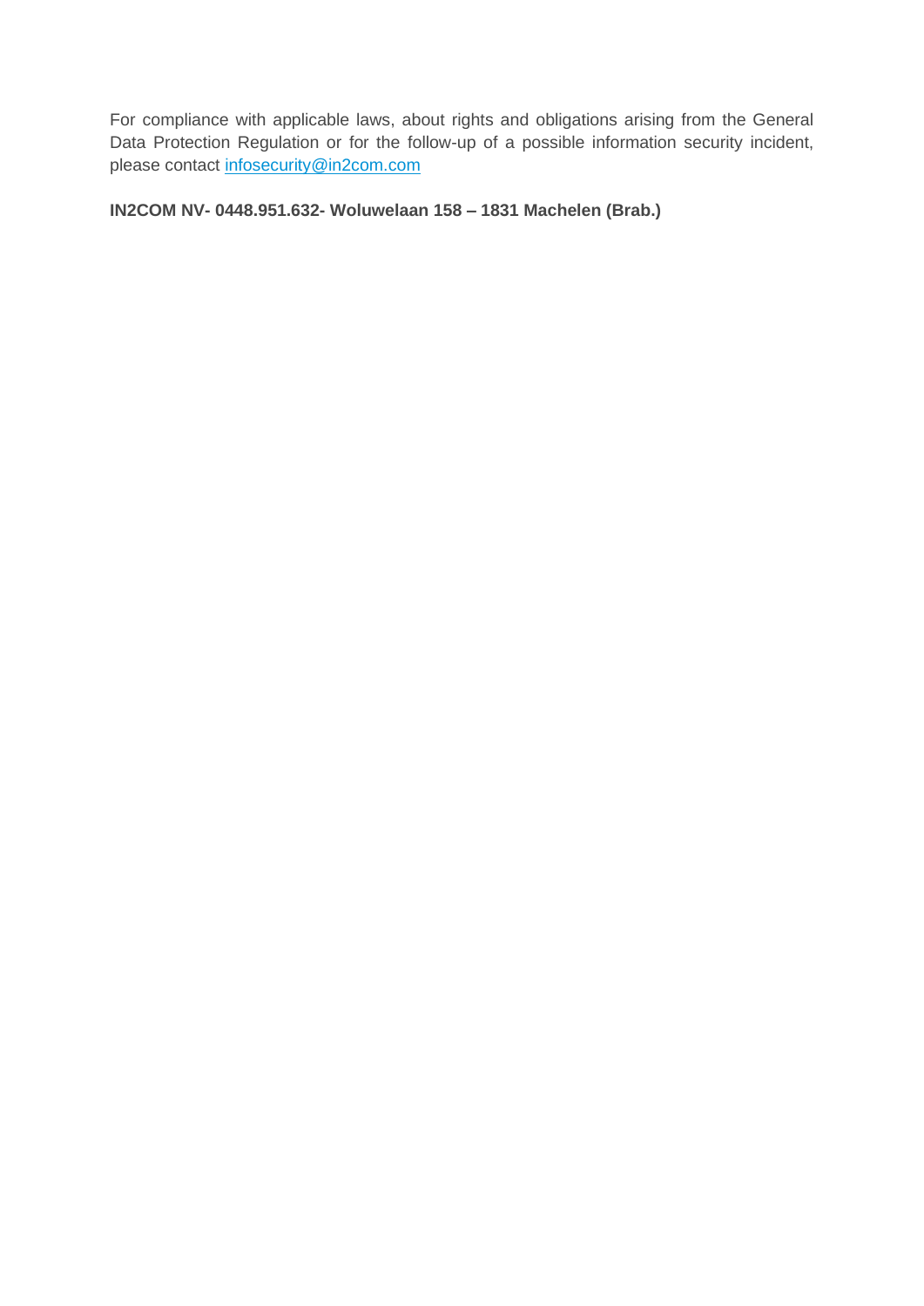For compliance with applicable laws, about rights and obligations arising from the General Data Protection Regulation or for the follow-up of a possible information security incident, please contact infosecurity@in2com.com

**IN2COM NV- 0448.951.632- Woluwelaan 158 – 1831 Machelen (Brab.)**